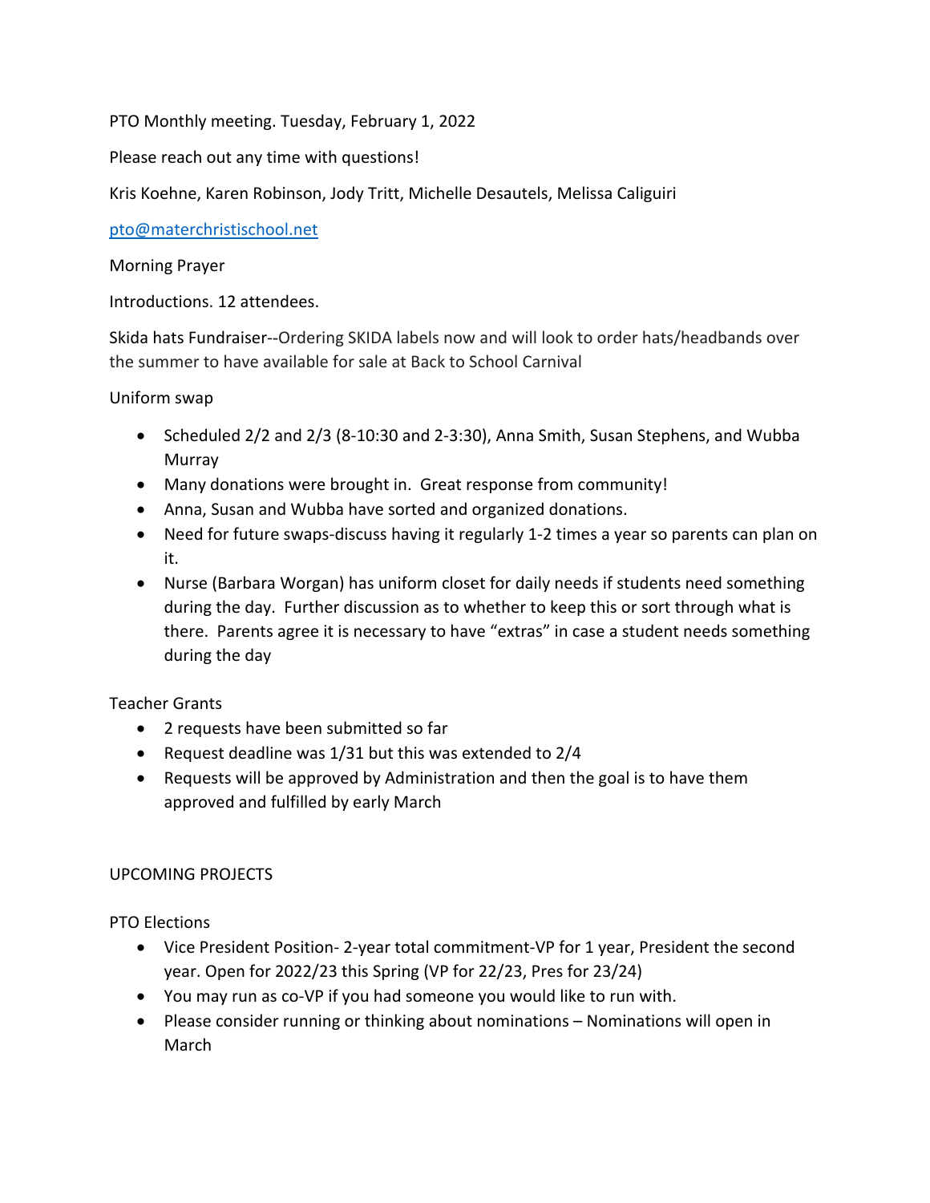PTO Monthly meeting. Tuesday, February 1, 2022

Please reach out any time with questions!

Kris Koehne, Karen Robinson, Jody Tritt, Michelle Desautels, Melissa Caliguiri

[pto@materchristischool.net](mailto:pto@materchristischool.net)

Morning Prayer

Introductions. 12 attendees.

Skida hats Fundraiser--Ordering SKIDA labels now and will look to order hats/headbands over the summer to have available for sale at Back to School Carnival

Uniform swap

- Scheduled 2/2 and 2/3 (8-10:30 and 2-3:30), Anna Smith, Susan Stephens, and Wubba Murray
- Many donations were brought in. Great response from community!
- Anna, Susan and Wubba have sorted and organized donations.
- Need for future swaps-discuss having it regularly 1-2 times a year so parents can plan on it.
- Nurse (Barbara Worgan) has uniform closet for daily needs if students need something during the day. Further discussion as to whether to keep this or sort through what is there. Parents agree it is necessary to have "extras" in case a student needs something during the day

Teacher Grants

- 2 requests have been submitted so far
- Request deadline was 1/31 but this was extended to 2/4
- Requests will be approved by Administration and then the goal is to have them approved and fulfilled by early March

UPCOMING PROJECTS

PTO Elections

- Vice President Position- 2-year total commitment-VP for 1 year, President the second year. Open for 2022/23 this Spring (VP for 22/23, Pres for 23/24)
- You may run as co-VP if you had someone you would like to run with.
- Please consider running or thinking about nominations – Nominations will open in March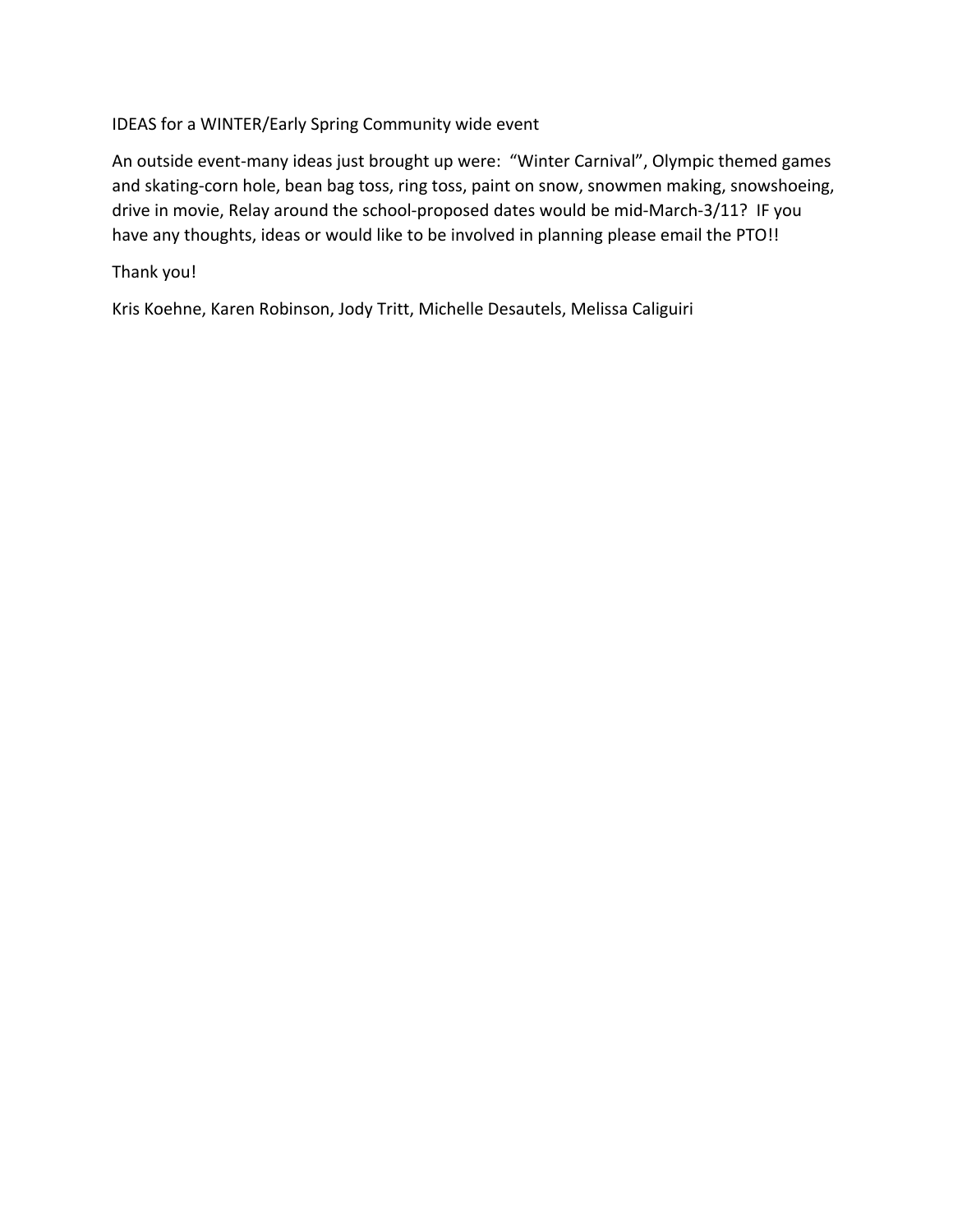IDEAS for a WINTER/Early Spring Community wide event

An outside event-many ideas just brought up were: "Winter Carnival", Olympic themed games and skating-corn hole, bean bag toss, ring toss, paint on snow, snowmen making, snowshoeing, drive in movie, Relay around the school-proposed dates would be mid-March-3/11? IF you have any thoughts, ideas or would like to be involved in planning please email the PTO!!

Thank you!

Kris Koehne, Karen Robinson, Jody Tritt, Michelle Desautels, Melissa Caliguiri